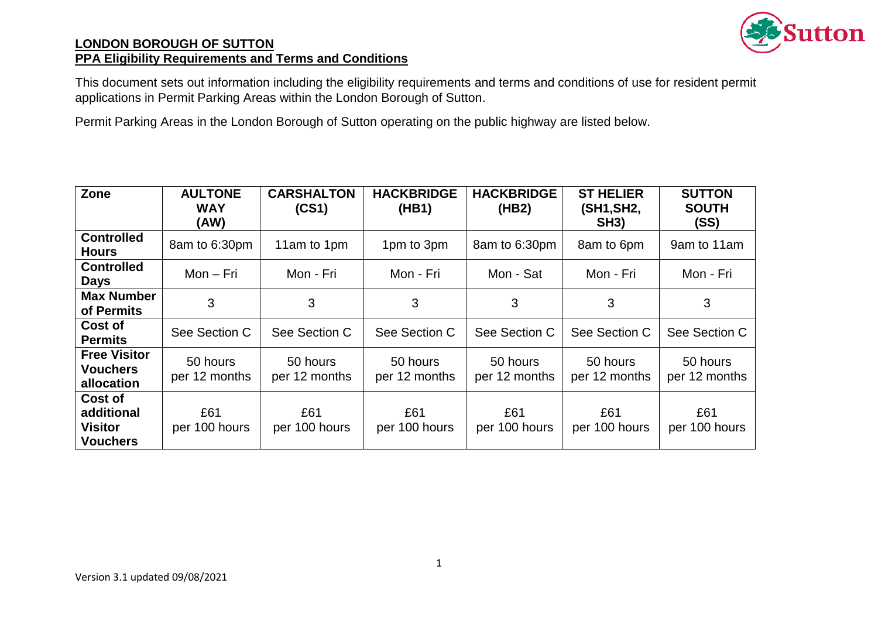**LONDON BOROUGH OF SUTTON**
**PPA Eligibility Requirements and Terms and Conditions**

This document sets out information including the eligibility requirements and terms and conditions of use for resident permit applications in Permit Parking Areas within the London Borough of Sutton.

Permit Parking Areas in the London Borough of Sutton operating on the public highway are listed below.

| Zone | AULTONE WAY (AW) | CARSHALTON (CS1) | HACKBRIDGE (HB1) | HACKBRIDGE (HB2) | ST HELIER (SH1,SH2, SH3) | SUTTON SOUTH (SS) |
|---|---|---|---|---|---|---|
| **Controlled Hours** | 8am to 6:30pm | 11am to 1pm | 1pm to 3pm | 8am to 6:30pm | 8am to 6pm | 9am to 11am |
| **Controlled Days** | Mon – Fri | Mon - Fri | Mon - Fri | Mon - Sat | Mon - Fri | Mon - Fri |
| **Max Number of Permits** | 3 | 3 | 3 | 3 | 3 | 3 |
| **Cost of Permits** | See Section C | See Section C | See Section C | See Section C | See Section C | See Section C |
| **Free Visitor Vouchers allocation** | 50 hours per 12 months | 50 hours per 12 months | 50 hours per 12 months | 50 hours per 12 months | 50 hours per 12 months | 50 hours per 12 months |
| **Cost of additional Visitor Vouchers** | £61 per 100 hours | £61 per 100 hours | £61 per 100 hours | £61 per 100 hours | £61 per 100 hours | £61 per 100 hours |

Version 3.1 updated 09/08/2021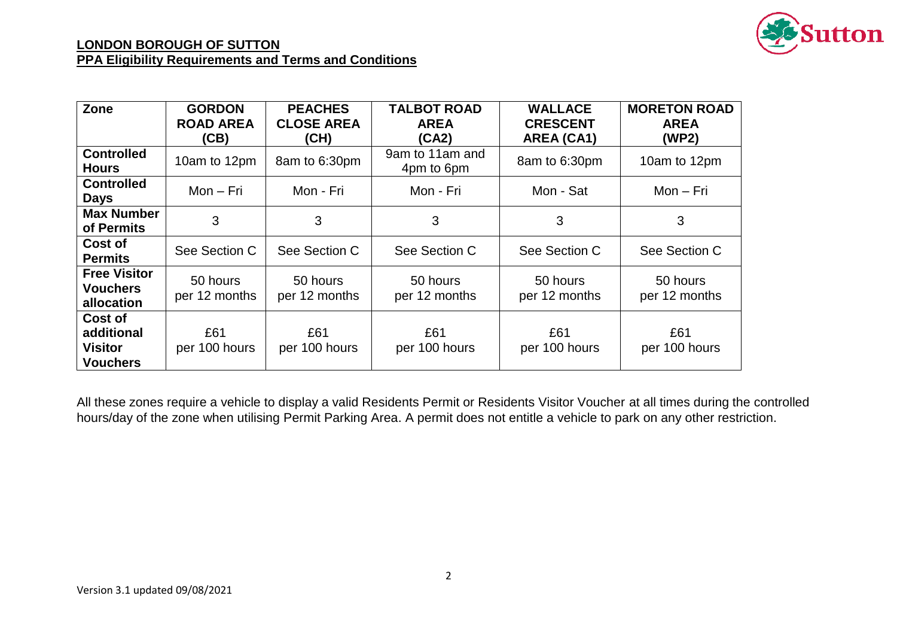**LONDON BOROUGH OF SUTTON**
**PPA Eligibility Requirements and Terms and Conditions**

| Zone | GORDON ROAD AREA (CB) | PEACHES CLOSE AREA (CH) | TALBOT ROAD AREA (CA2) | WALLACE CRESCENT AREA (CA1) | MORETON ROAD AREA (WP2) |
|---|---|---|---|---|---|
| **Controlled Hours** | 10am to 12pm | 8am to 6:30pm | 9am to 11am and 4pm to 6pm | 8am to 6:30pm | 10am to 12pm |
| **Controlled Days** | Mon – Fri | Mon - Fri | Mon - Fri | Mon - Sat | Mon – Fri |
| **Max Number of Permits** | 3 | 3 | 3 | 3 | 3 |
| **Cost of Permits** | See Section C | See Section C | See Section C | See Section C | See Section C |
| **Free Visitor Vouchers allocation** | 50 hours per 12 months | 50 hours per 12 months | 50 hours per 12 months | 50 hours per 12 months | 50 hours per 12 months |
| **Cost of additional Visitor Vouchers** | £61 per 100 hours | £61 per 100 hours | £61 per 100 hours | £61 per 100 hours | £61 per 100 hours |

All these zones require a vehicle to display a valid Residents Permit or Residents Visitor Voucher at all times during the controlled hours/day of the zone when utilising Permit Parking Area. A permit does not entitle a vehicle to park on any other restriction.

Version 3.1 updated 09/08/2021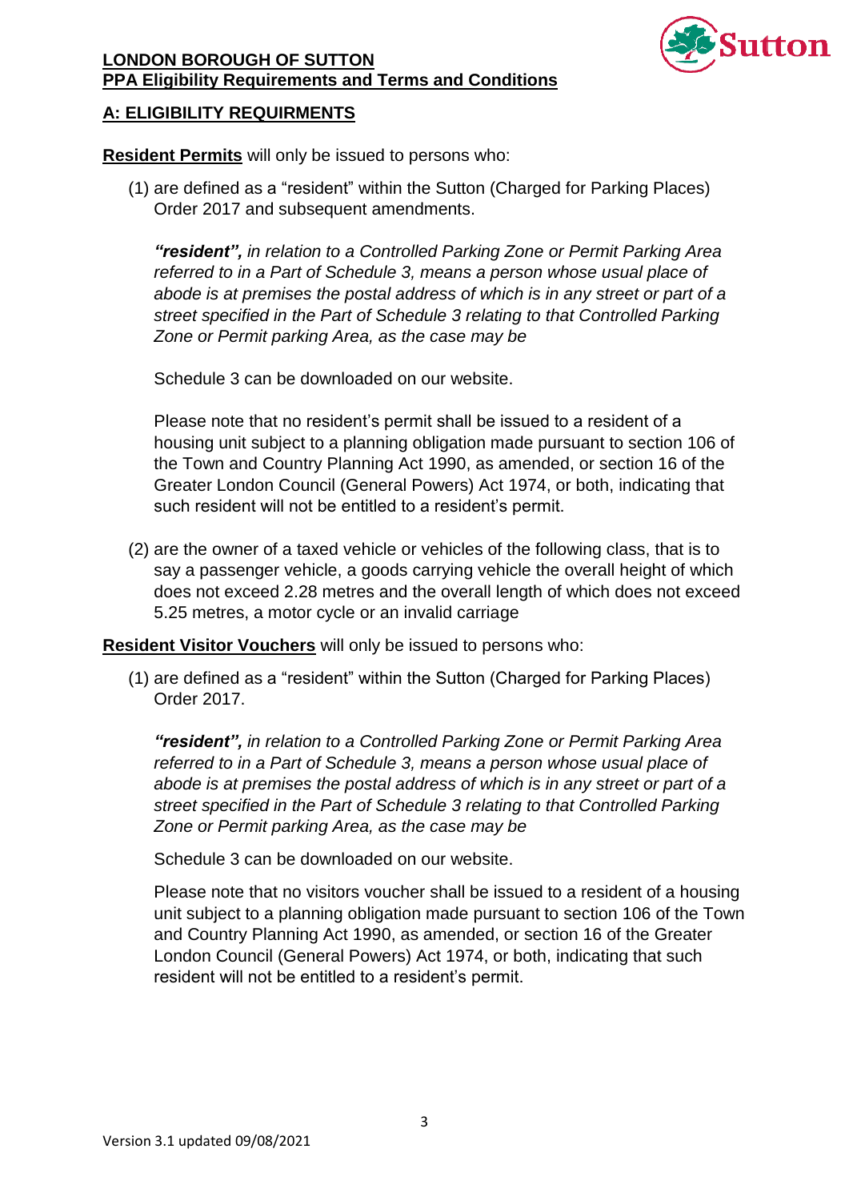**LONDON BOROUGH OF SUTTON**
**PPA Eligibility Requirements and Terms and Conditions**

## A: ELIGIBILITY REQUIRMENTS

**Resident Permits** will only be issued to persons who:

(1) are defined as a "resident" within the Sutton (Charged for Parking Places) Order 2017 and subsequent amendments.

*"resident", in relation to a Controlled Parking Zone or Permit Parking Area referred to in a Part of Schedule 3, means a person whose usual place of abode is at premises the postal address of which is in any street or part of a street specified in the Part of Schedule 3 relating to that Controlled Parking Zone or Permit parking Area, as the case may be*

Schedule 3 can be downloaded on our website.

Please note that no resident's permit shall be issued to a resident of a housing unit subject to a planning obligation made pursuant to section 106 of the Town and Country Planning Act 1990, as amended, or section 16 of the Greater London Council (General Powers) Act 1974, or both, indicating that such resident will not be entitled to a resident's permit.

(2) are the owner of a taxed vehicle or vehicles of the following class, that is to say a passenger vehicle, a goods carrying vehicle the overall height of which does not exceed 2.28 metres and the overall length of which does not exceed 5.25 metres, a motor cycle or an invalid carriage

**Resident Visitor Vouchers** will only be issued to persons who:

(1) are defined as a "resident" within the Sutton (Charged for Parking Places) Order 2017.

*"resident", in relation to a Controlled Parking Zone or Permit Parking Area referred to in a Part of Schedule 3, means a person whose usual place of abode is at premises the postal address of which is in any street or part of a street specified in the Part of Schedule 3 relating to that Controlled Parking Zone or Permit parking Area, as the case may be*

Schedule 3 can be downloaded on our website.

Please note that no visitors voucher shall be issued to a resident of a housing unit subject to a planning obligation made pursuant to section 106 of the Town and Country Planning Act 1990, as amended, or section 16 of the Greater London Council (General Powers) Act 1974, or both, indicating that such resident will not be entitled to a resident's permit.

Version 3.1 updated 09/08/2021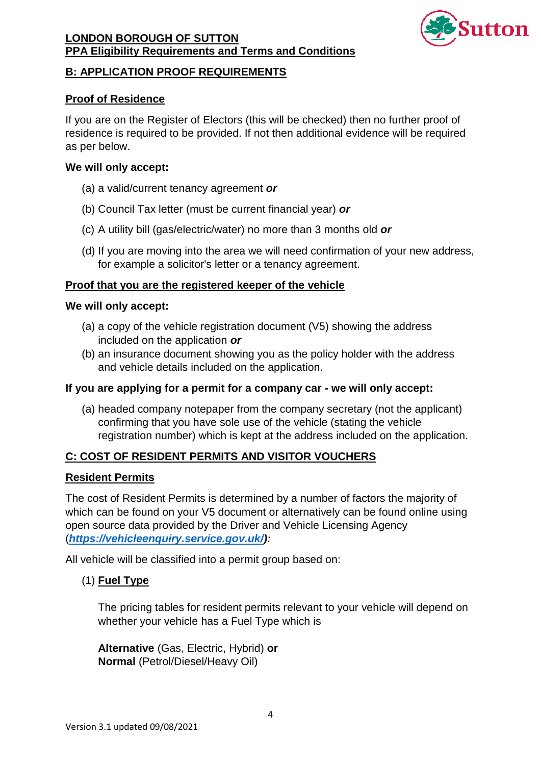**LONDON BOROUGH OF SUTTON**
**PPA Eligibility Requirements and Terms and Conditions**

## B: APPLICATION PROOF REQUIREMENTS

### Proof of Residence

If you are on the Register of Electors (this will be checked) then no further proof of residence is required to be provided. If not then additional evidence will be required as per below.

**We will only accept:**

(a) a valid/current tenancy agreement ***or***

(b) Council Tax letter (must be current financial year) ***or***

(c) A utility bill (gas/electric/water) no more than 3 months old ***or***

(d) If you are moving into the area we will need confirmation of your new address, for example a solicitor's letter or a tenancy agreement.

### Proof that you are the registered keeper of the vehicle

**We will only accept:**

(a) a copy of the vehicle registration document (V5) showing the address included on the application ***or***

(b) an insurance document showing you as the policy holder with the address and vehicle details included on the application.

**If you are applying for a permit for a company car - we will only accept:**

(a) headed company notepaper from the company secretary (not the applicant) confirming that you have sole use of the vehicle (stating the vehicle registration number) which is kept at the address included on the application.

## C: COST OF RESIDENT PERMITS AND VISITOR VOUCHERS

### Resident Permits

The cost of Resident Permits is determined by a number of factors the majority of which can be found on your V5 document or alternatively can be found online using open source data provided by the Driver and Vehicle Licensing Agency (***https://vehicleenquiry.service.gov.uk/***)***:***

All vehicle will be classified into a permit group based on:

(1) **Fuel Type**

The pricing tables for resident permits relevant to your vehicle will depend on whether your vehicle has a Fuel Type which is

**Alternative** (Gas, Electric, Hybrid) **or**
**Normal** (Petrol/Diesel/Heavy Oil)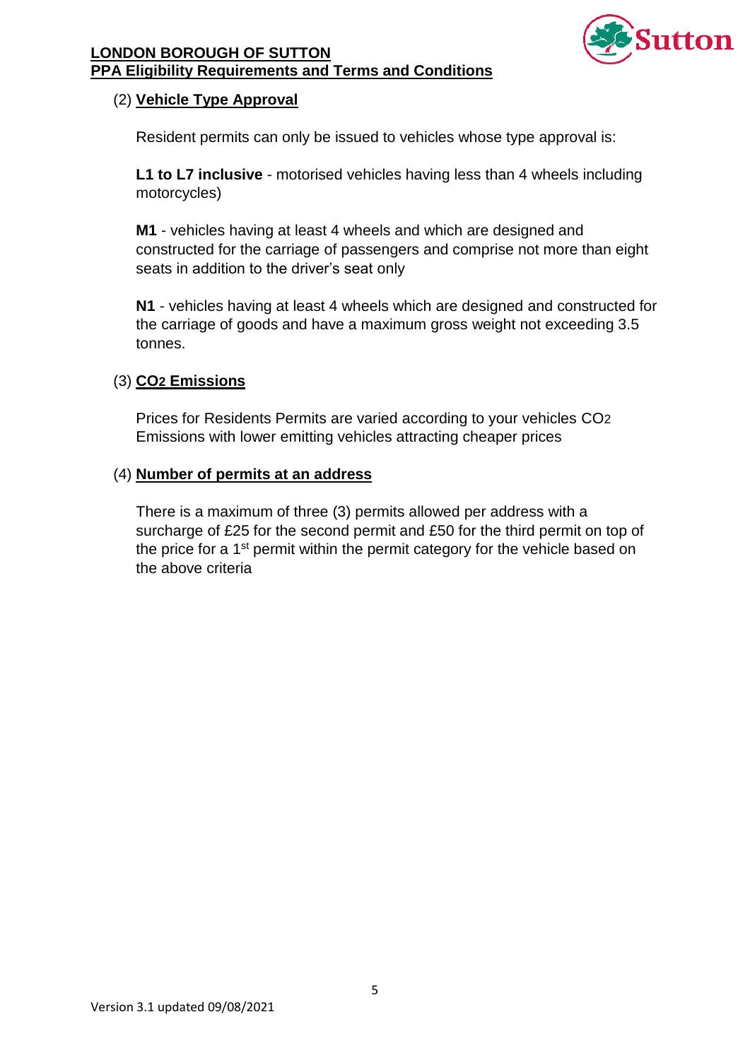(2) **Vehicle Type Approval**

Resident permits can only be issued to vehicles whose type approval is:

**L1 to L7 inclusive** - motorised vehicles having less than 4 wheels including motorcycles)

**M1** - vehicles having at least 4 wheels and which are designed and constructed for the carriage of passengers and comprise not more than eight seats in addition to the driver's seat only

**N1** - vehicles having at least 4 wheels which are designed and constructed for the carriage of goods and have a maximum gross weight not exceeding 3.5 tonnes.

(3) **$CO_2$ Emissions**

Prices for Residents Permits are varied according to your vehicles $CO_2$ Emissions with lower emitting vehicles attracting cheaper prices

(4) **Number of permits at an address**

There is a maximum of three (3) permits allowed per address with a surcharge of £25 for the second permit and £50 for the third permit on top of the price for a 1st permit within the permit category for the vehicle based on the above criteria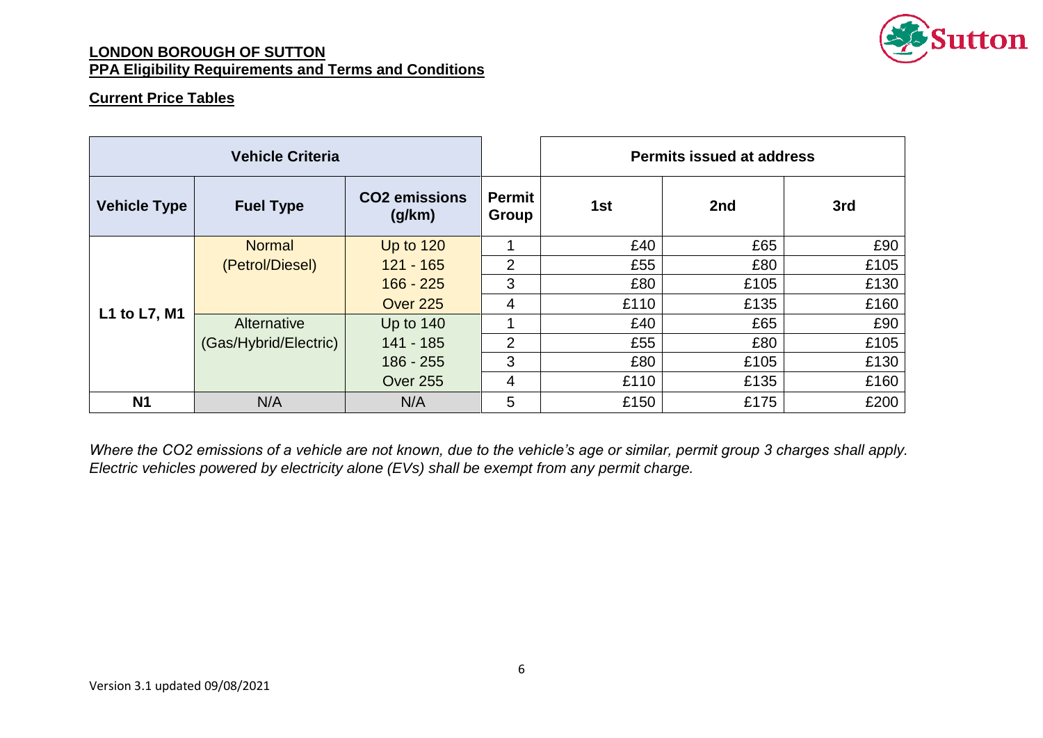**LONDON BOROUGH OF SUTTON**
**PPA Eligibility Requirements and Terms and Conditions**

**Current Price Tables**

| Vehicle Criteria | | | | Permits issued at address | | |
|---|---|---|---|---|---|---|
| **Vehicle Type** | **Fuel Type** | **$CO_2$ emissions (g/km)** | **Permit Group** | **1st** | **2nd** | **3rd** |
| L1 to L7, M1 | Normal (Petrol/Diesel) | Up to 120 | 1 | £40 | £65 | £90 |
| | | 121 - 165 | 2 | £55 | £80 | £105 |
| | | 166 - 225 | 3 | £80 | £105 | £130 |
| | | Over 225 | 4 | £110 | £135 | £160 |
| | Alternative (Gas/Hybrid/Electric) | Up to 140 | 1 | £40 | £65 | £90 |
| | | 141 - 185 | 2 | £55 | £80 | £105 |
| | | 186 - 255 | 3 | £80 | £105 | £130 |
| | | Over 255 | 4 | £110 | £135 | £160 |
| **N1** | N/A | N/A | 5 | £150 | £175 | £200 |

*Where the $CO_2$ emissions of a vehicle are not known, due to the vehicle's age or similar, permit group 3 charges shall apply. Electric vehicles powered by electricity alone (EVs) shall be exempt from any permit charge.*

Version 3.1 updated 09/08/2021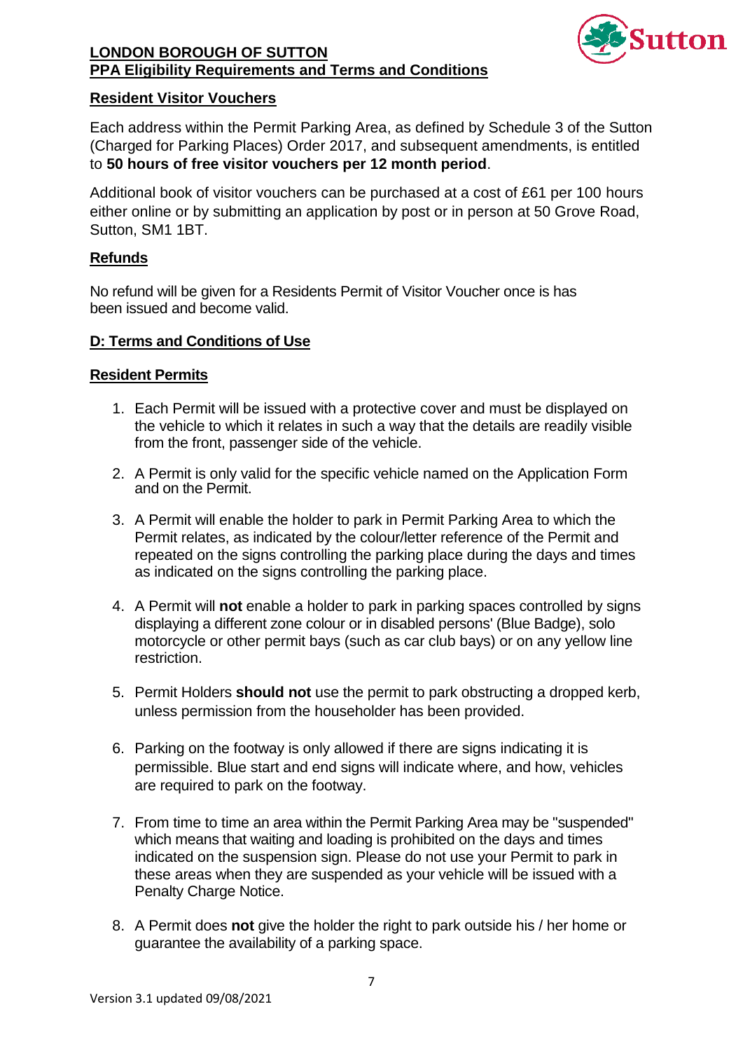**LONDON BOROUGH OF SUTTON**
**PPA Eligibility Requirements and Terms and Conditions**

## Resident Visitor Vouchers

Each address within the Permit Parking Area, as defined by Schedule 3 of the Sutton (Charged for Parking Places) Order 2017, and subsequent amendments, is entitled to **50 hours of free visitor vouchers per 12 month period**.

Additional book of visitor vouchers can be purchased at a cost of £61 per 100 hours either online or by submitting an application by post or in person at 50 Grove Road, Sutton, SM1 1BT.

## Refunds

No refund will be given for a Residents Permit of Visitor Voucher once is has been issued and become valid.

## D: Terms and Conditions of Use

### Resident Permits

1. Each Permit will be issued with a protective cover and must be displayed on the vehicle to which it relates in such a way that the details are readily visible from the front, passenger side of the vehicle.
2. A Permit is only valid for the specific vehicle named on the Application Form and on the Permit.
3. A Permit will enable the holder to park in Permit Parking Area to which the Permit relates, as indicated by the colour/letter reference of the Permit and repeated on the signs controlling the parking place during the days and times as indicated on the signs controlling the parking place.
4. A Permit will **not** enable a holder to park in parking spaces controlled by signs displaying a different zone colour or in disabled persons' (Blue Badge), solo motorcycle or other permit bays (such as car club bays) or on any yellow line restriction.
5. Permit Holders **should not** use the permit to park obstructing a dropped kerb, unless permission from the householder has been provided.
6. Parking on the footway is only allowed if there are signs indicating it is permissible. Blue start and end signs will indicate where, and how, vehicles are required to park on the footway.
7. From time to time an area within the Permit Parking Area may be "suspended" which means that waiting and loading is prohibited on the days and times indicated on the suspension sign. Please do not use your Permit to park in these areas when they are suspended as your vehicle will be issued with a Penalty Charge Notice.
8. A Permit does **not** give the holder the right to park outside his / her home or guarantee the availability of a parking space.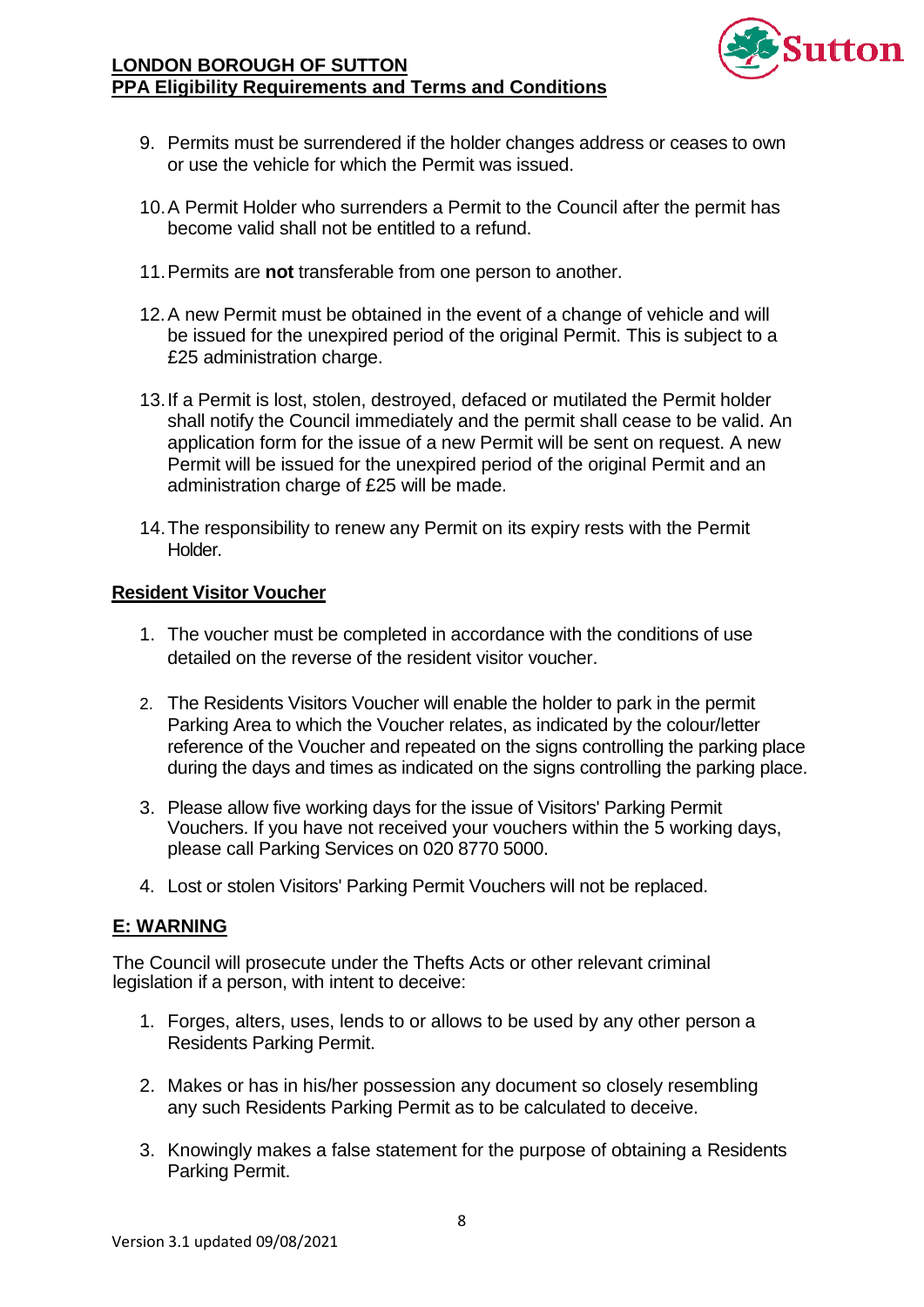9. Permits must be surrendered if the holder changes address or ceases to own or use the vehicle for which the Permit was issued.

10. A Permit Holder who surrenders a Permit to the Council after the permit has become valid shall not be entitled to a refund.

11. Permits are **not** transferable from one person to another.

12. A new Permit must be obtained in the event of a change of vehicle and will be issued for the unexpired period of the original Permit. This is subject to a £25 administration charge.

13. If a Permit is lost, stolen, destroyed, defaced or mutilated the Permit holder shall notify the Council immediately and the permit shall cease to be valid. An application form for the issue of a new Permit will be sent on request. A new Permit will be issued for the unexpired period of the original Permit and an administration charge of £25 will be made.

14. The responsibility to renew any Permit on its expiry rests with the Permit Holder.

## Resident Visitor Voucher

1. The voucher must be completed in accordance with the conditions of use detailed on the reverse of the resident visitor voucher.

2. The Residents Visitors Voucher will enable the holder to park in the permit Parking Area to which the Voucher relates, as indicated by the colour/letter reference of the Voucher and repeated on the signs controlling the parking place during the days and times as indicated on the signs controlling the parking place.

3. Please allow five working days for the issue of Visitors' Parking Permit Vouchers. If you have not received your vouchers within the 5 working days, please call Parking Services on 020 8770 5000.

4. Lost or stolen Visitors' Parking Permit Vouchers will not be replaced.

## E: WARNING

The Council will prosecute under the Thefts Acts or other relevant criminal legislation if a person, with intent to deceive:

1. Forges, alters, uses, lends to or allows to be used by any other person a Residents Parking Permit.

2. Makes or has in his/her possession any document so closely resembling any such Residents Parking Permit as to be calculated to deceive.

3. Knowingly makes a false statement for the purpose of obtaining a Residents Parking Permit.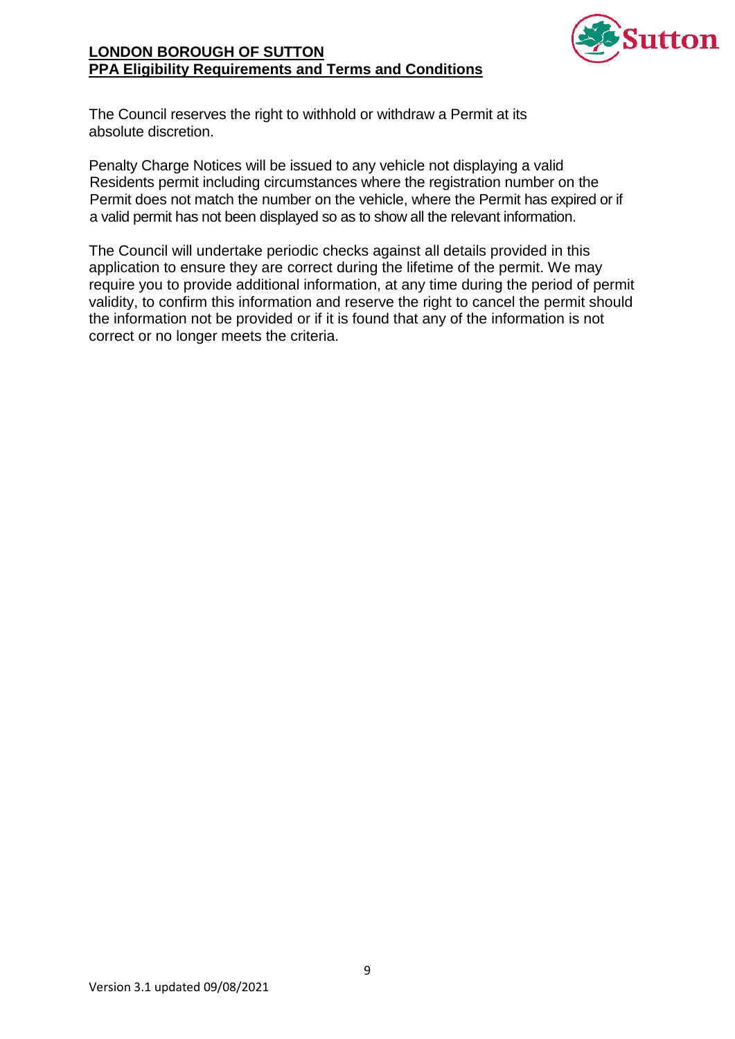The Council reserves the right to withhold or withdraw a Permit at its absolute discretion.

Penalty Charge Notices will be issued to any vehicle not displaying a valid Residents permit including circumstances where the registration number on the Permit does not match the number on the vehicle, where the Permit has expired or if a valid permit has not been displayed so as to show all the relevant information.

The Council will undertake periodic checks against all details provided in this application to ensure they are correct during the lifetime of the permit. We may require you to provide additional information, at any time during the period of permit validity, to confirm this information and reserve the right to cancel the permit should the information not be provided or if it is found that any of the information is not correct or no longer meets the criteria.